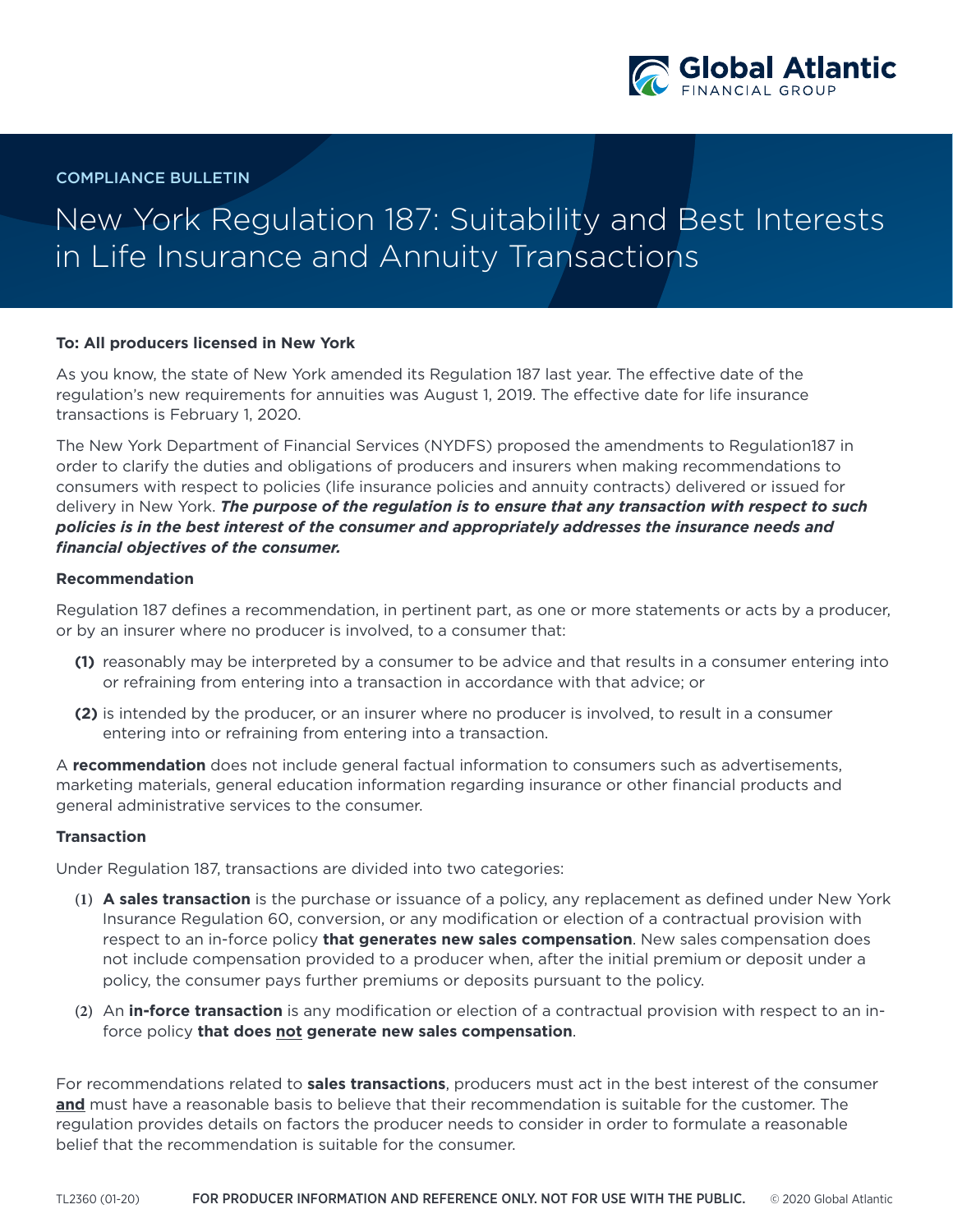COMPLIANCE BULLETIN

# New York Regulation 187: Suitability and Best Interests in Life Insurance and Annuity Transactions

**To: All producers licensed in New York**

As you know, the state of New York amended its Regulation 187 last year. The effective date of the regulation's new requirements for annuities was August 1, 2019. The effective date for life insurance transactions is February 1, 2020.

The New York Department of Financial Services (NYDFS) proposed the amendments to Regulation187 in order to clarify the duties and obligations of producers and insurers when making recommendations to consumers with respect to policies (life insurance policies and annuity contracts) delivered or issued for delivery in New York. ***The purpose of the regulation is to ensure that any transaction with respect to such policies is in the best interest of the consumer and appropriately addresses the insurance needs and financial objectives of the consumer.***

**Recommendation**

Regulation 187 defines a recommendation, in pertinent part, as one or more statements or acts by a producer, or by an insurer where no producer is involved, to a consumer that:

**(1)** reasonably may be interpreted by a consumer to be advice and that results in a consumer entering into or refraining from entering into a transaction in accordance with that advice; or

**(2)** is intended by the producer, or an insurer where no producer is involved, to result in a consumer entering into or refraining from entering into a transaction.

A **recommendation** does not include general factual information to consumers such as advertisements, marketing materials, general education information regarding insurance or other financial products and general administrative services to the consumer.

**Transaction**

Under Regulation 187, transactions are divided into two categories:

(1) **A sales transaction** is the purchase or issuance of a policy, any replacement as defined under New York Insurance Regulation 60, conversion, or any modification or election of a contractual provision with respect to an in-force policy **that generates new sales compensation**. New sales compensation does not include compensation provided to a producer when, after the initial premium or deposit under a policy, the consumer pays further premiums or deposits pursuant to the policy.

(2) An **in-force transaction** is any modification or election of a contractual provision with respect to an in-force policy **that does <u>not</u> generate new sales compensation**.

For recommendations related to **sales transactions**, producers must act in the best interest of the consumer **<u>and</u>** must have a reasonable basis to believe that their recommendation is suitable for the customer. The regulation provides details on factors the producer needs to consider in order to formulate a reasonable belief that the recommendation is suitable for the consumer.

TL2360 (01-20) **FOR PRODUCER INFORMATION AND REFERENCE ONLY. NOT FOR USE WITH THE PUBLIC.** © 2020 Global Atlantic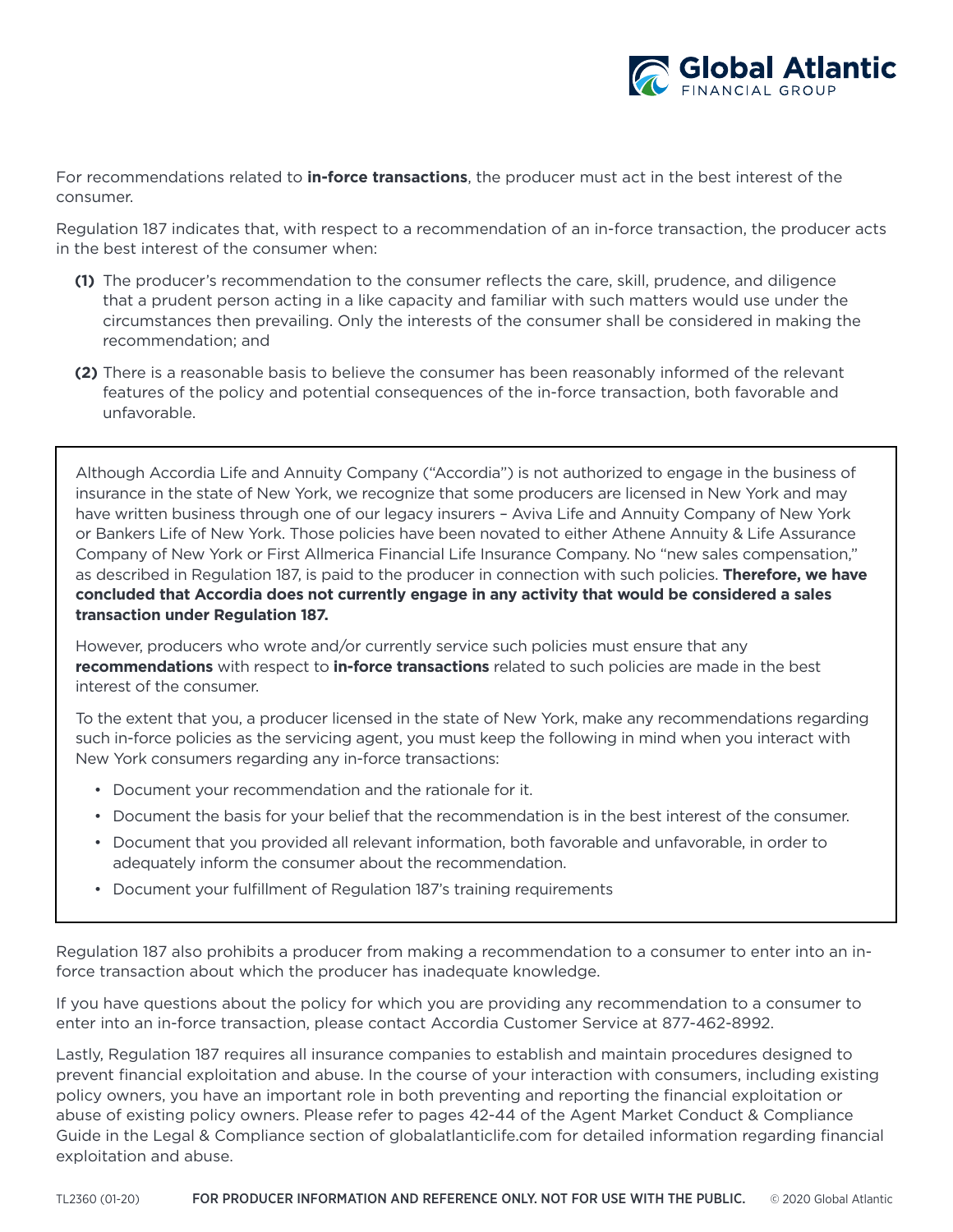For recommendations related to **in-force transactions**, the producer must act in the best interest of the consumer.

Regulation 187 indicates that, with respect to a recommendation of an in-force transaction, the producer acts in the best interest of the consumer when:

**(1)** The producer's recommendation to the consumer reflects the care, skill, prudence, and diligence that a prudent person acting in a like capacity and familiar with such matters would use under the circumstances then prevailing. Only the interests of the consumer shall be considered in making the recommendation; and

**(2)** There is a reasonable basis to believe the consumer has been reasonably informed of the relevant features of the policy and potential consequences of the in-force transaction, both favorable and unfavorable.

Although Accordia Life and Annuity Company ("Accordia") is not authorized to engage in the business of insurance in the state of New York, we recognize that some producers are licensed in New York and may have written business through one of our legacy insurers – Aviva Life and Annuity Company of New York or Bankers Life of New York. Those policies have been novated to either Athene Annuity & Life Assurance Company of New York or First Allmerica Financial Life Insurance Company. No "new sales compensation," as described in Regulation 187, is paid to the producer in connection with such policies. **Therefore, we have concluded that Accordia does not currently engage in any activity that would be considered a sales transaction under Regulation 187.**

However, producers who wrote and/or currently service such policies must ensure that any **recommendations** with respect to **in-force transactions** related to such policies are made in the best interest of the consumer.

To the extent that you, a producer licensed in the state of New York, make any recommendations regarding such in-force policies as the servicing agent, you must keep the following in mind when you interact with New York consumers regarding any in-force transactions:

- Document your recommendation and the rationale for it.
- Document the basis for your belief that the recommendation is in the best interest of the consumer.
- Document that you provided all relevant information, both favorable and unfavorable, in order to adequately inform the consumer about the recommendation.
- Document your fulfillment of Regulation 187's training requirements

Regulation 187 also prohibits a producer from making a recommendation to a consumer to enter into an in-force transaction about which the producer has inadequate knowledge.

If you have questions about the policy for which you are providing any recommendation to a consumer to enter into an in-force transaction, please contact Accordia Customer Service at 877-462-8992.

Lastly, Regulation 187 requires all insurance companies to establish and maintain procedures designed to prevent financial exploitation and abuse. In the course of your interaction with consumers, including existing policy owners, you have an important role in both preventing and reporting the financial exploitation or abuse of existing policy owners. Please refer to pages 42-44 of the Agent Market Conduct & Compliance Guide in the Legal & Compliance section of globalatlanticlife.com for detailed information regarding financial exploitation and abuse.

TL2360 (01-20) **FOR PRODUCER INFORMATION AND REFERENCE ONLY. NOT FOR USE WITH THE PUBLIC.** © 2020 Global Atlantic